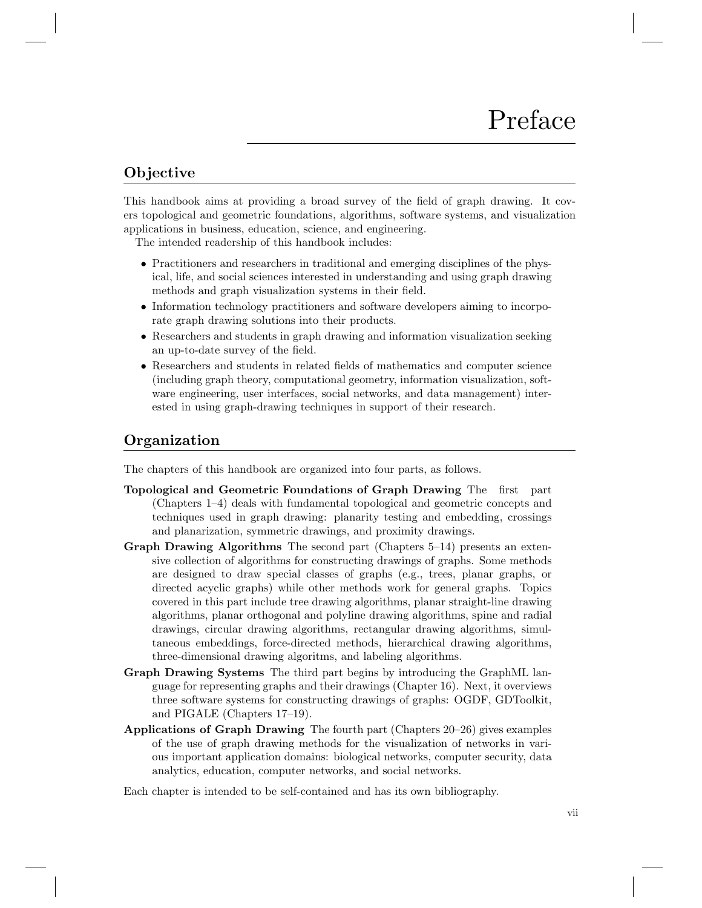# Preface

## Objective

This handbook aims at providing a broad survey of the field of graph drawing. It covers topological and geometric foundations, algorithms, software systems, and visualization applications in business, education, science, and engineering.

The intended readership of this handbook includes:

- Practitioners and researchers in traditional and emerging disciplines of the physical, life, and social sciences interested in understanding and using graph drawing methods and graph visualization systems in their field.
- Information technology practitioners and software developers aiming to incorporate graph drawing solutions into their products.
- Researchers and students in graph drawing and information visualization seeking an up-to-date survey of the field.
- Researchers and students in related fields of mathematics and computer science (including graph theory, computational geometry, information visualization, software engineering, user interfaces, social networks, and data management) interested in using graph-drawing techniques in support of their research.

## Organization

The chapters of this handbook are organized into four parts, as follows.

**Topological and Geometric Foundations of Graph Drawing** The first part (Chapters 1–4) deals with fundamental topological and geometric concepts and techniques used in graph drawing: planarity testing and embedding, crossings and planarization, symmetric drawings, and proximity drawings.

**Graph Drawing Algorithms** The second part (Chapters 5–14) presents an extensive collection of algorithms for constructing drawings of graphs. Some methods are designed to draw special classes of graphs (e.g., trees, planar graphs, or directed acyclic graphs) while other methods work for general graphs. Topics covered in this part include tree drawing algorithms, planar straight-line drawing algorithms, planar orthogonal and polyline drawing algorithms, spine and radial drawings, circular drawing algorithms, rectangular drawing algorithms, simultaneous embeddings, force-directed methods, hierarchical drawing algorithms, three-dimensional drawing algoritms, and labeling algorithms.

**Graph Drawing Systems** The third part begins by introducing the GraphML language for representing graphs and their drawings (Chapter 16). Next, it overviews three software systems for constructing drawings of graphs: OGDF, GDToolkit, and PIGALE (Chapters 17–19).

**Applications of Graph Drawing** The fourth part (Chapters 20–26) gives examples of the use of graph drawing methods for the visualization of networks in various important application domains: biological networks, computer security, data analytics, education, computer networks, and social networks.

Each chapter is intended to be self-contained and has its own bibliography.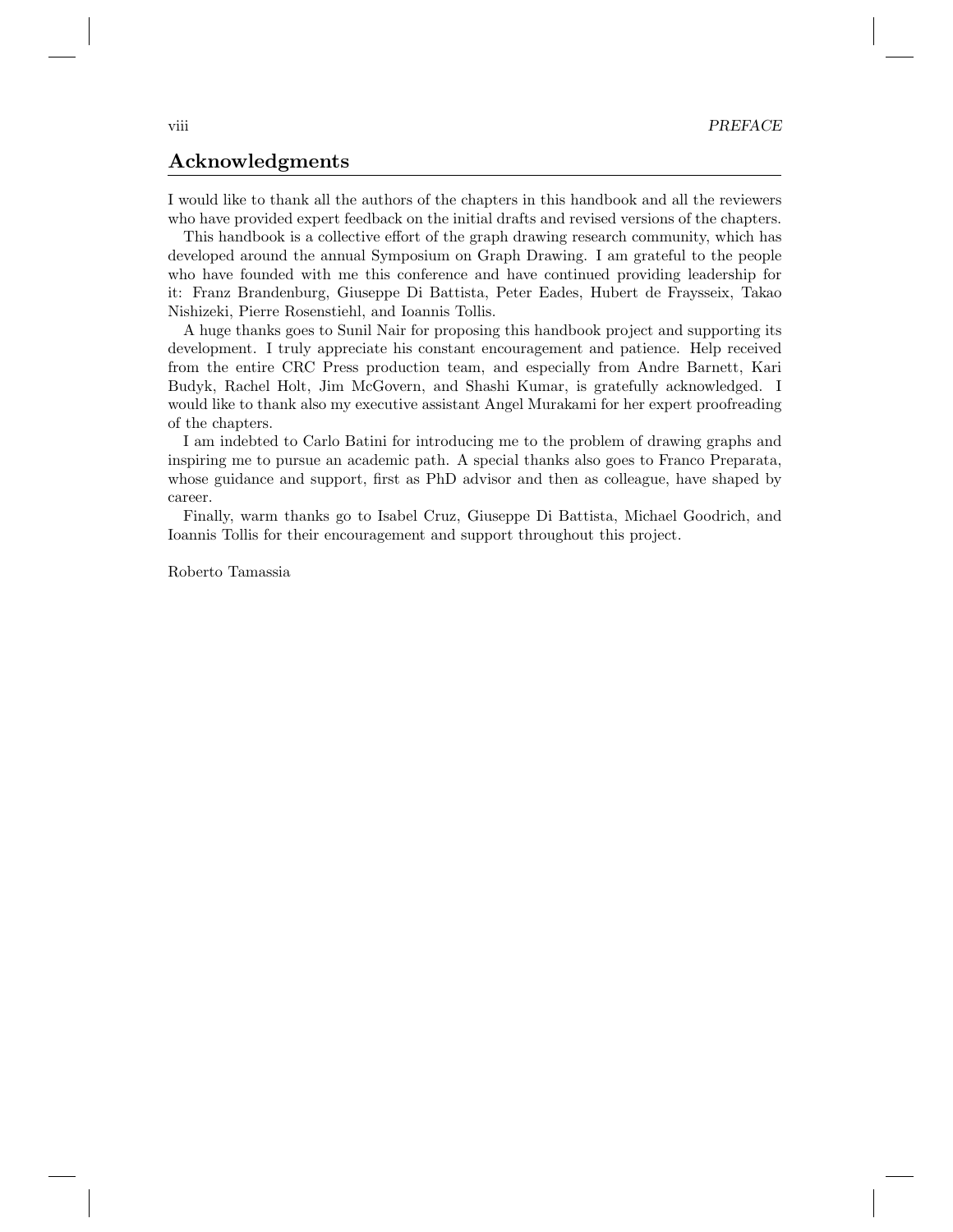## Acknowledgments

I would like to thank all the authors of the chapters in this handbook and all the reviewers who have provided expert feedback on the initial drafts and revised versions of the chapters.

This handbook is a collective effort of the graph drawing research community, which has developed around the annual Symposium on Graph Drawing. I am grateful to the people who have founded with me this conference and have continued providing leadership for it: Franz Brandenburg, Giuseppe Di Battista, Peter Eades, Hubert de Fraysseix, Takao Nishizeki, Pierre Rosenstiehl, and Ioannis Tollis.

A huge thanks goes to Sunil Nair for proposing this handbook project and supporting its development. I truly appreciate his constant encouragement and patience. Help received from the entire CRC Press production team, and especially from Andre Barnett, Kari Budyk, Rachel Holt, Jim McGovern, and Shashi Kumar, is gratefully acknowledged. I would like to thank also my executive assistant Angel Murakami for her expert proofreading of the chapters.

I am indebted to Carlo Batini for introducing me to the problem of drawing graphs and inspiring me to pursue an academic path. A special thanks also goes to Franco Preparata, whose guidance and support, first as PhD advisor and then as colleague, have shaped by career.

Finally, warm thanks go to Isabel Cruz, Giuseppe Di Battista, Michael Goodrich, and Ioannis Tollis for their encouragement and support throughout this project.

Roberto Tamassia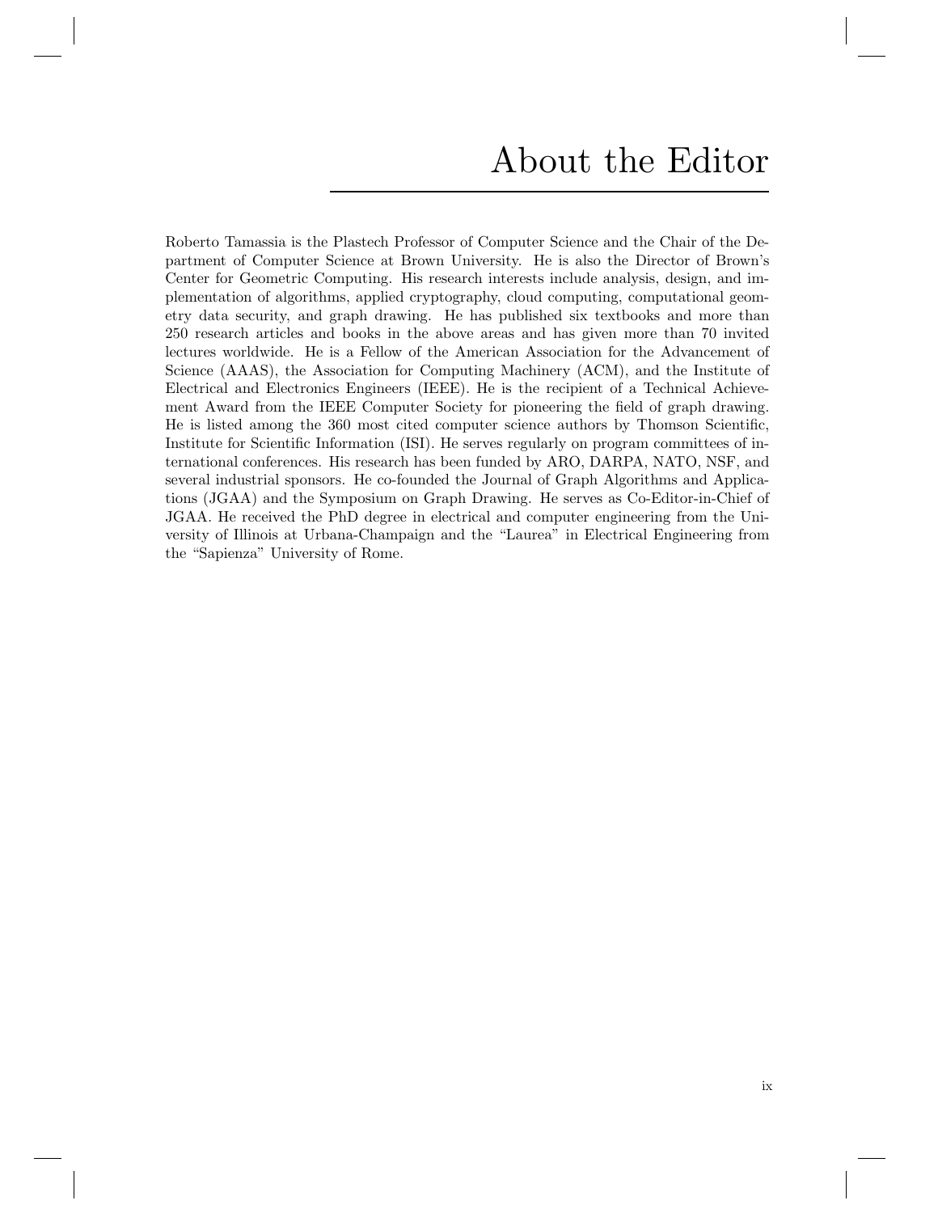# About the Editor

Roberto Tamassia is the Plastech Professor of Computer Science and the Chair of the Department of Computer Science at Brown University. He is also the Director of Brown's Center for Geometric Computing. His research interests include analysis, design, and implementation of algorithms, applied cryptography, cloud computing, computational geometry data security, and graph drawing. He has published six textbooks and more than 250 research articles and books in the above areas and has given more than 70 invited lectures worldwide. He is a Fellow of the American Association for the Advancement of Science (AAAS), the Association for Computing Machinery (ACM), and the Institute of Electrical and Electronics Engineers (IEEE). He is the recipient of a Technical Achievement Award from the IEEE Computer Society for pioneering the field of graph drawing. He is listed among the 360 most cited computer science authors by Thomson Scientific, Institute for Scientific Information (ISI). He serves regularly on program committees of international conferences. His research has been funded by ARO, DARPA, NATO, NSF, and several industrial sponsors. He co-founded the Journal of Graph Algorithms and Applications (JGAA) and the Symposium on Graph Drawing. He serves as Co-Editor-in-Chief of JGAA. He received the PhD degree in electrical and computer engineering from the University of Illinois at Urbana-Champaign and the "Laurea" in Electrical Engineering from the "Sapienza" University of Rome.